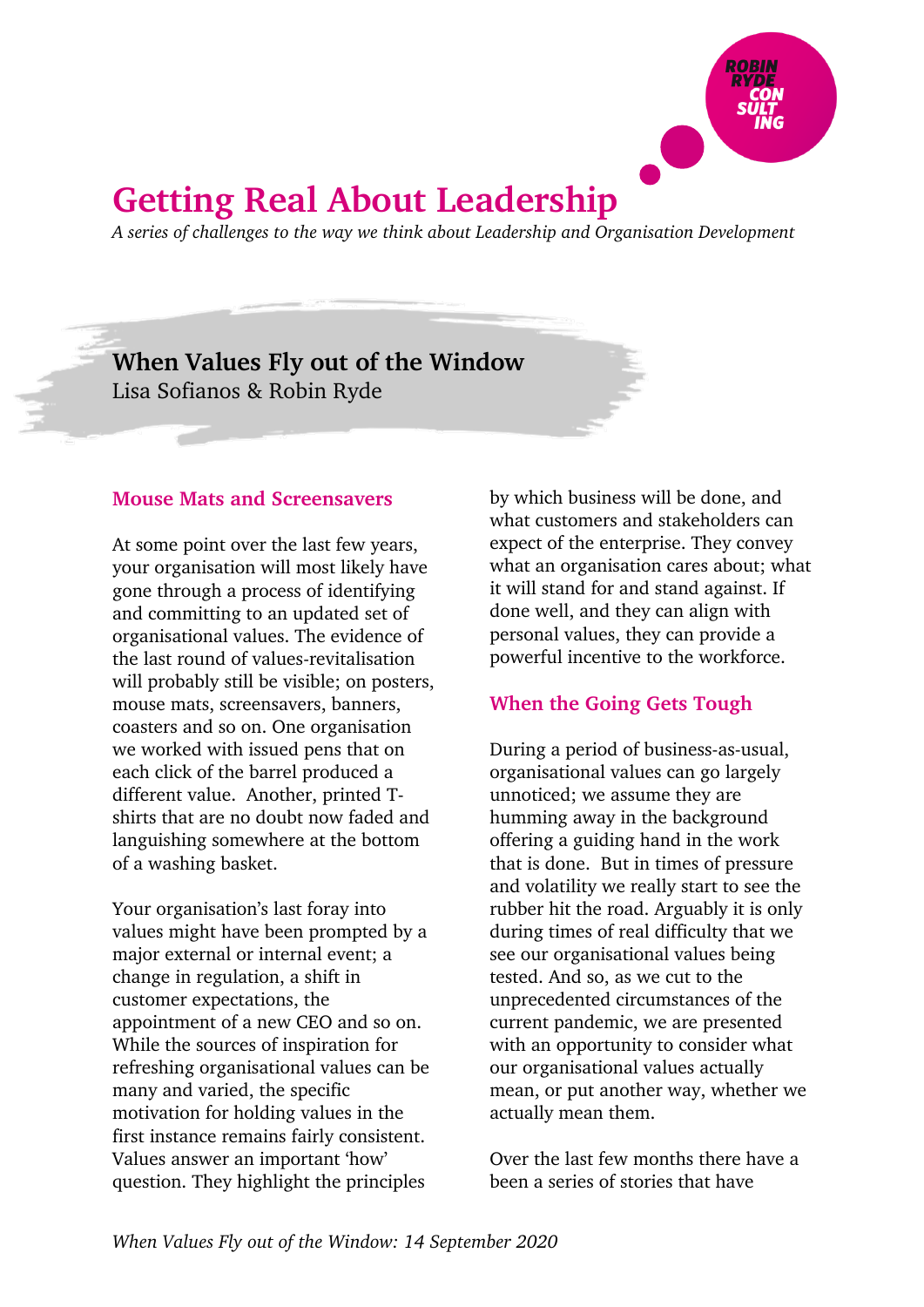# Getting Real About Leadership

*A series of challenges to the way we think about Leadership and Organisation Development*

## When Values Fly out of the Window

Lisa Sofianos & Robin Ryde

### Mouse Mats and Screensavers

At some point over the last few years, your organisation will most likely have gone through a process of identifying and committing to an updated set of organisational values. The evidence of the last round of values-revitalisation will probably still be visible; on posters, mouse mats, screensavers, banners, coasters and so on. One organisation we worked with issued pens that on each click of the barrel produced a different value. Another, printed T-shirts that are no doubt now faded and languishing somewhere at the bottom of a washing basket.

Your organisation's last foray into values might have been prompted by a major external or internal event; a change in regulation, a shift in customer expectations, the appointment of a new CEO and so on. While the sources of inspiration for refreshing organisational values can be many and varied, the specific motivation for holding values in the first instance remains fairly consistent. Values answer an important 'how' question. They highlight the principles by which business will be done, and what customers and stakeholders can expect of the enterprise. They convey what an organisation cares about; what it will stand for and stand against. If done well, and they can align with personal values, they can provide a powerful incentive to the workforce.

### When the Going Gets Tough

During a period of business-as-usual, organisational values can go largely unnoticed; we assume they are humming away in the background offering a guiding hand in the work that is done. But in times of pressure and volatility we really start to see the rubber hit the road. Arguably it is only during times of real difficulty that we see our organisational values being tested. And so, as we cut to the unprecedented circumstances of the current pandemic, we are presented with an opportunity to consider what our organisational values actually mean, or put another way, whether we actually mean them.

Over the last few months there have a been a series of stories that have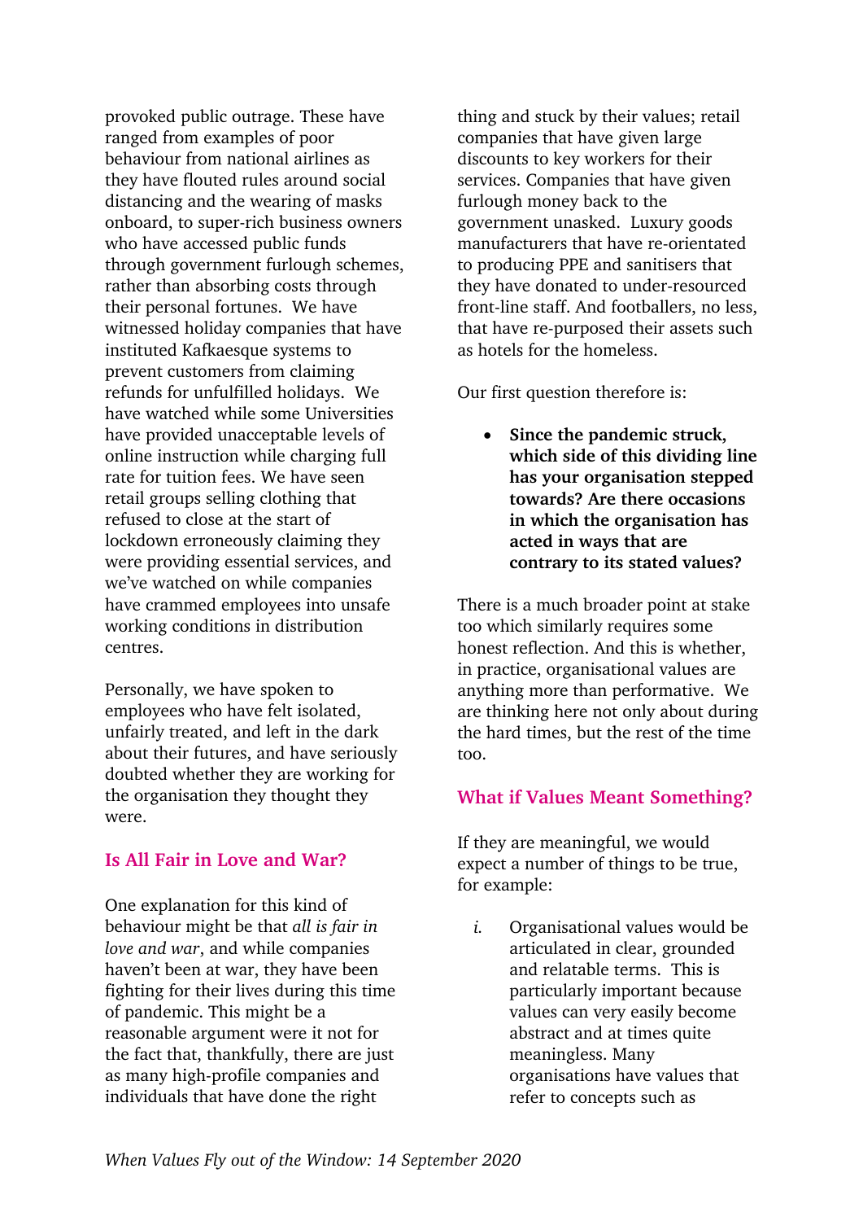provoked public outrage. These have ranged from examples of poor behaviour from national airlines as they have flouted rules around social distancing and the wearing of masks onboard, to super-rich business owners who have accessed public funds through government furlough schemes, rather than absorbing costs through their personal fortunes. We have witnessed holiday companies that have instituted Kafkaesque systems to prevent customers from claiming refunds for unfulfilled holidays. We have watched while some Universities have provided unacceptable levels of online instruction while charging full rate for tuition fees. We have seen retail groups selling clothing that refused to close at the start of lockdown erroneously claiming they were providing essential services, and we've watched on while companies have crammed employees into unsafe working conditions in distribution centres.

Personally, we have spoken to employees who have felt isolated, unfairly treated, and left in the dark about their futures, and have seriously doubted whether they are working for the organisation they thought they were.

## Is All Fair in Love and War?

One explanation for this kind of behaviour might be that *all is fair in love and war*, and while companies haven't been at war, they have been fighting for their lives during this time of pandemic. This might be a reasonable argument were it not for the fact that, thankfully, there are just as many high-profile companies and individuals that have done the right thing and stuck by their values; retail companies that have given large discounts to key workers for their services. Companies that have given furlough money back to the government unasked. Luxury goods manufacturers that have re-orientated to producing PPE and sanitisers that they have donated to under-resourced front-line staff. And footballers, no less, that have re-purposed their assets such as hotels for the homeless.

Our first question therefore is:

- **Since the pandemic struck, which side of this dividing line has your organisation stepped towards? Are there occasions in which the organisation has acted in ways that are contrary to its stated values?**

There is a much broader point at stake too which similarly requires some honest reflection. And this is whether, in practice, organisational values are anything more than performative. We are thinking here not only about during the hard times, but the rest of the time too.

## What if Values Meant Something?

If they are meaningful, we would expect a number of things to be true, for example:

*i.* Organisational values would be articulated in clear, grounded and relatable terms. This is particularly important because values can very easily become abstract and at times quite meaningless. Many organisations have values that refer to concepts such as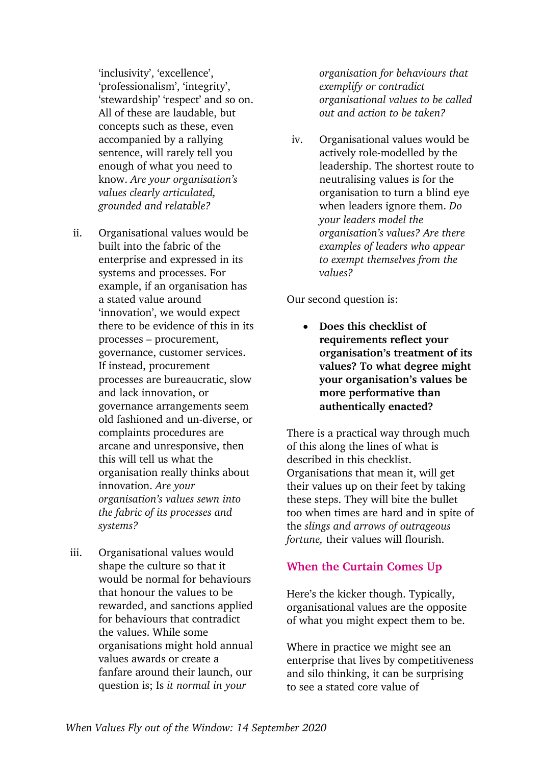'inclusivity', 'excellence', 'professionalism', 'integrity', 'stewardship' 'respect' and so on. All of these are laudable, but concepts such as these, even accompanied by a rallying sentence, will rarely tell you enough of what you need to know. *Are your organisation's values clearly articulated, grounded and relatable?*

ii. Organisational values would be built into the fabric of the enterprise and expressed in its systems and processes. For example, if an organisation has a stated value around 'innovation', we would expect there to be evidence of this in its processes – procurement, governance, customer services. If instead, procurement processes are bureaucratic, slow and lack innovation, or governance arrangements seem old fashioned and un-diverse, or complaints procedures are arcane and unresponsive, then this will tell us what the organisation really thinks about innovation. *Are your organisation's values sewn into the fabric of its processes and systems?*

iii. Organisational values would shape the culture so that it would be normal for behaviours that honour the values to be rewarded, and sanctions applied for behaviours that contradict the values. While some organisations might hold annual values awards or create a fanfare around their launch, our question is; Is *it normal in your organisation for behaviours that exemplify or contradict organisational values to be called out and action to be taken?*

iv. Organisational values would be actively role-modelled by the leadership. The shortest route to neutralising values is for the organisation to turn a blind eye when leaders ignore them. *Do your leaders model the organisation's values? Are there examples of leaders who appear to exempt themselves from the values?*

Our second question is:

- **Does this checklist of requirements reflect your organisation's treatment of its values? To what degree might your organisation's values be more performative than authentically enacted?**

There is a practical way through much of this along the lines of what is described in this checklist. Organisations that mean it, will get their values up on their feet by taking these steps. They will bite the bullet too when times are hard and in spite of the *slings and arrows of outrageous fortune,* their values will flourish.

## When the Curtain Comes Up

Here's the kicker though. Typically, organisational values are the opposite of what you might expect them to be.

Where in practice we might see an enterprise that lives by competitiveness and silo thinking, it can be surprising to see a stated core value of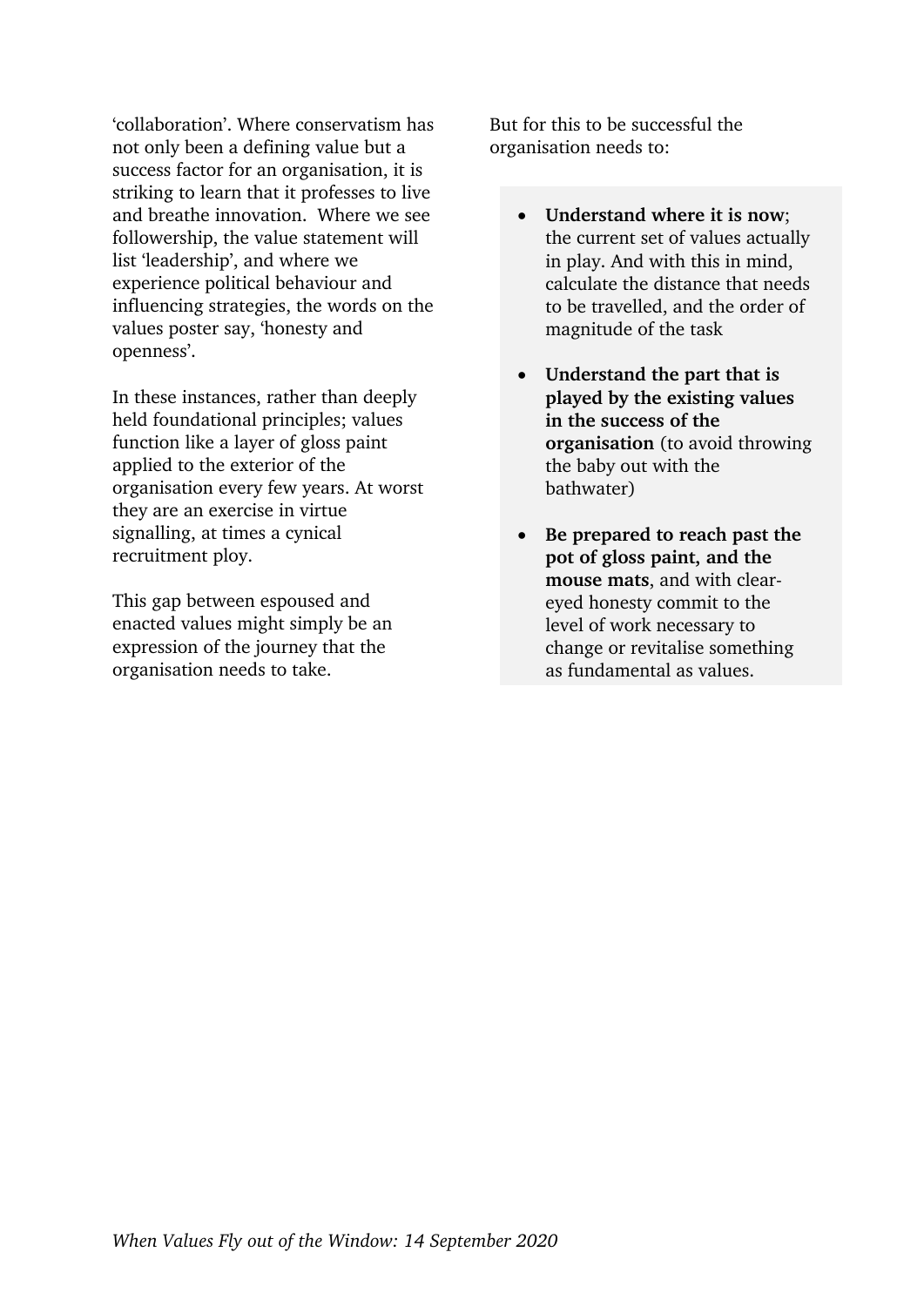'collaboration'. Where conservatism has not only been a defining value but a success factor for an organisation, it is striking to learn that it professes to live and breathe innovation. Where we see followership, the value statement will list 'leadership', and where we experience political behaviour and influencing strategies, the words on the values poster say, 'honesty and openness'.

In these instances, rather than deeply held foundational principles; values function like a layer of gloss paint applied to the exterior of the organisation every few years. At worst they are an exercise in virtue signalling, at times a cynical recruitment ploy.

This gap between espoused and enacted values might simply be an expression of the journey that the organisation needs to take.

But for this to be successful the organisation needs to:

- **Understand where it is now**; the current set of values actually in play. And with this in mind, calculate the distance that needs to be travelled, and the order of magnitude of the task
- **Understand the part that is played by the existing values in the success of the organisation** (to avoid throwing the baby out with the bathwater)
- **Be prepared to reach past the pot of gloss paint, and the mouse mats**, and with clear-eyed honesty commit to the level of work necessary to change or revitalise something as fundamental as values.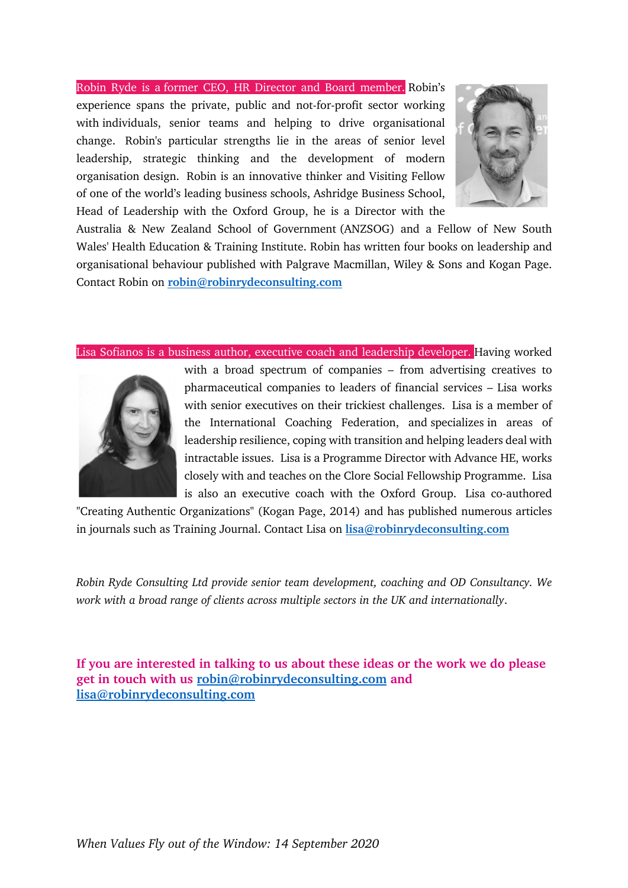Robin Ryde is a former CEO, HR Director and Board member. Robin's experience spans the private, public and not-for-profit sector working with individuals, senior teams and helping to drive organisational change. Robin's particular strengths lie in the areas of senior level leadership, strategic thinking and the development of modern organisation design. Robin is an innovative thinker and Visiting Fellow of one of the world's leading business schools, Ashridge Business School, Head of Leadership with the Oxford Group, he is a Director with the Australia & New Zealand School of Government (ANZSOG) and a Fellow of New South Wales' Health Education & Training Institute. Robin has written four books on leadership and organisational behaviour published with Palgrave Macmillan, Wiley & Sons and Kogan Page. Contact Robin on **robin@robinrydeconsulting.com**

Lisa Sofianos is a business author, executive coach and leadership developer. Having worked with a broad spectrum of companies – from advertising creatives to pharmaceutical companies to leaders of financial services – Lisa works with senior executives on their trickiest challenges. Lisa is a member of the International Coaching Federation, and specializes in areas of leadership resilience, coping with transition and helping leaders deal with intractable issues. Lisa is a Programme Director with Advance HE, works closely with and teaches on the Clore Social Fellowship Programme. Lisa is also an executive coach with the Oxford Group. Lisa co-authored "Creating Authentic Organizations" (Kogan Page, 2014) and has published numerous articles in journals such as Training Journal. Contact Lisa on **lisa@robinrydeconsulting.com**

*Robin Ryde Consulting Ltd provide senior team development, coaching and OD Consultancy. We work with a broad range of clients across multiple sectors in the UK and internationally*.

**If you are interested in talking to us about these ideas or the work we do please get in touch with us robin@robinrydeconsulting.com and lisa@robinrydeconsulting.com**